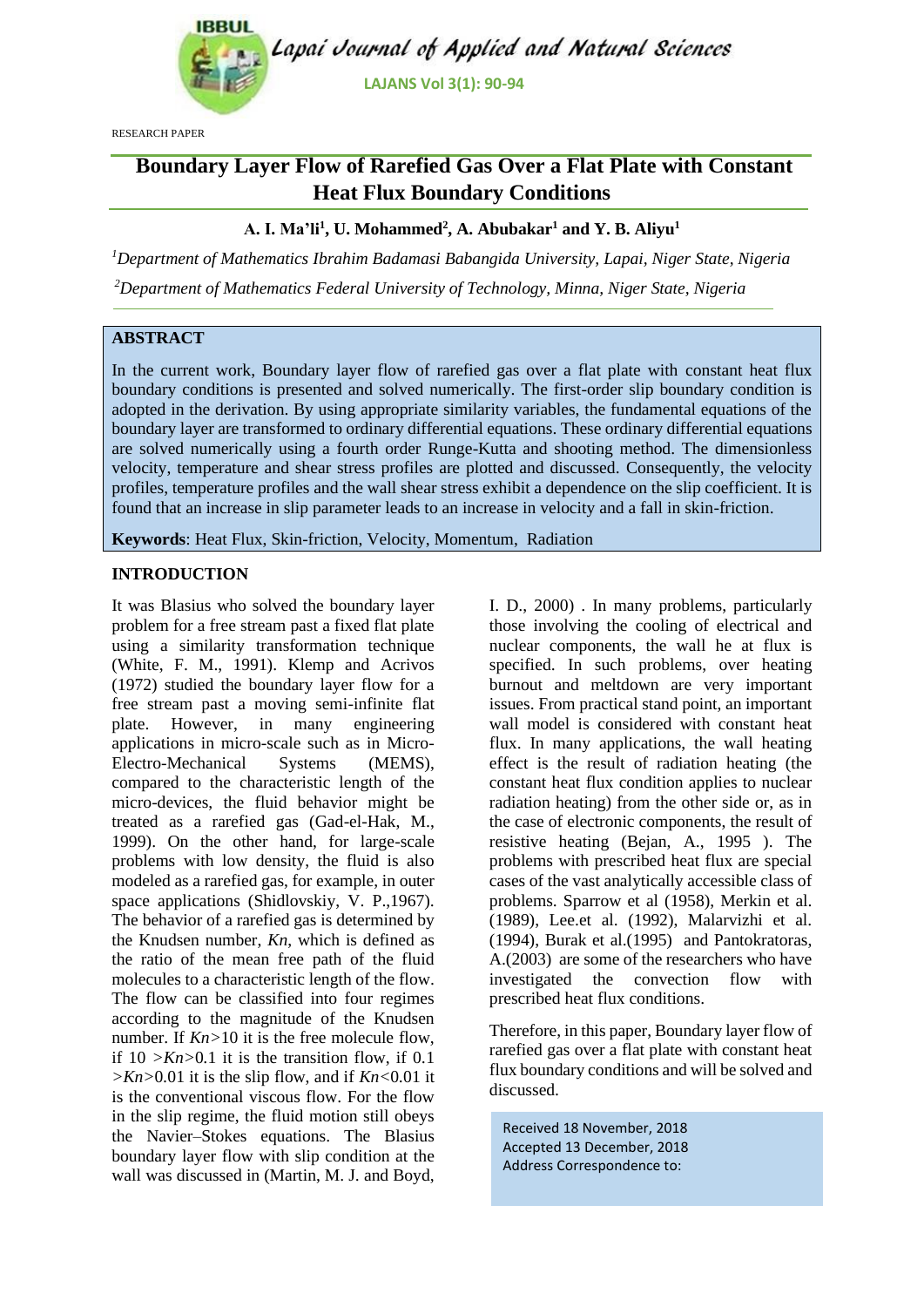RESEARCH PAPER

# Boundary Layer Flow of Rarefied Gas Over a Flat Plate with Constant Heat Flux Boundary Conditions

**A. I. Ma'li[1], U. Mohammed[2], A. Abubakar[1] and Y. B. Aliyu[1]**

[1]*Department of Mathematics Ibrahim Badamasi Babangida University, Lapai, Niger State, Nigeria*

[2]*Department of Mathematics Federal University of Technology, Minna, Niger State, Nigeria*

## ABSTRACT

In the current work, Boundary layer flow of rarefied gas over a flat plate with constant heat flux boundary conditions is presented and solved numerically. The first-order slip boundary condition is adopted in the derivation. By using appropriate similarity variables, the fundamental equations of the boundary layer are transformed to ordinary differential equations. These ordinary differential equations are solved numerically using a fourth order Runge-Kutta and shooting method. The dimensionless velocity, temperature and shear stress profiles are plotted and discussed. Consequently, the velocity profiles, temperature profiles and the wall shear stress exhibit a dependence on the slip coefficient. It is found that an increase in slip parameter leads to an increase in velocity and a fall in skin-friction.

**Keywords**: Heat Flux, Skin-friction, Velocity, Momentum, Radiation

## INTRODUCTION

It was Blasius who solved the boundary layer problem for a free stream past a fixed flat plate using a similarity transformation technique (White, F. M., 1991). Klemp and Acrivos (1972) studied the boundary layer flow for a free stream past a moving semi-infinite flat plate. However, in many engineering applications in micro-scale such as in Micro-Electro-Mechanical Systems (MEMS), compared to the characteristic length of the micro-devices, the fluid behavior might be treated as a rarefied gas (Gad-el-Hak, M., 1999). On the other hand, for large-scale problems with low density, the fluid is also modeled as a rarefied gas, for example, in outer space applications (Shidlovskiy, V. P.,1967). The behavior of a rarefied gas is determined by the Knudsen number, *Kn*, which is defined as the ratio of the mean free path of the fluid molecules to a characteristic length of the flow. The flow can be classified into four regimes according to the magnitude of the Knudsen number. If $Kn>10$ it is the free molecule flow, if $10 > Kn > 0.1$ it is the transition flow, if $0.1 > Kn > 0.01$ it is the slip flow, and if $Kn<0.01$ it is the conventional viscous flow. For the flow in the slip regime, the fluid motion still obeys the Navier–Stokes equations. The Blasius boundary layer flow with slip condition at the wall was discussed in (Martin, M. J. and Boyd, I. D., 2000) . In many problems, particularly those involving the cooling of electrical and nuclear components, the wall he at flux is specified. In such problems, over heating burnout and meltdown are very important issues. From practical stand point, an important wall model is considered with constant heat flux. In many applications, the wall heating effect is the result of radiation heating (the constant heat flux condition applies to nuclear radiation heating) from the other side or, as in the case of electronic components, the result of resistive heating (Bejan, A., 1995 ). The problems with prescribed heat flux are special cases of the vast analytically accessible class of problems. Sparrow et al (1958), Merkin et al. (1989), Lee.et al. (1992), Malarvizhi et al. (1994), Burak et al.(1995) and Pantokratoras, A.(2003) are some of the researchers who have investigated the convection flow with prescribed heat flux conditions.

Therefore, in this paper, Boundary layer flow of rarefied gas over a flat plate with constant heat flux boundary conditions and will be solved and discussed.

Received 18 November, 2018
Accepted 13 December, 2018
Address Correspondence to: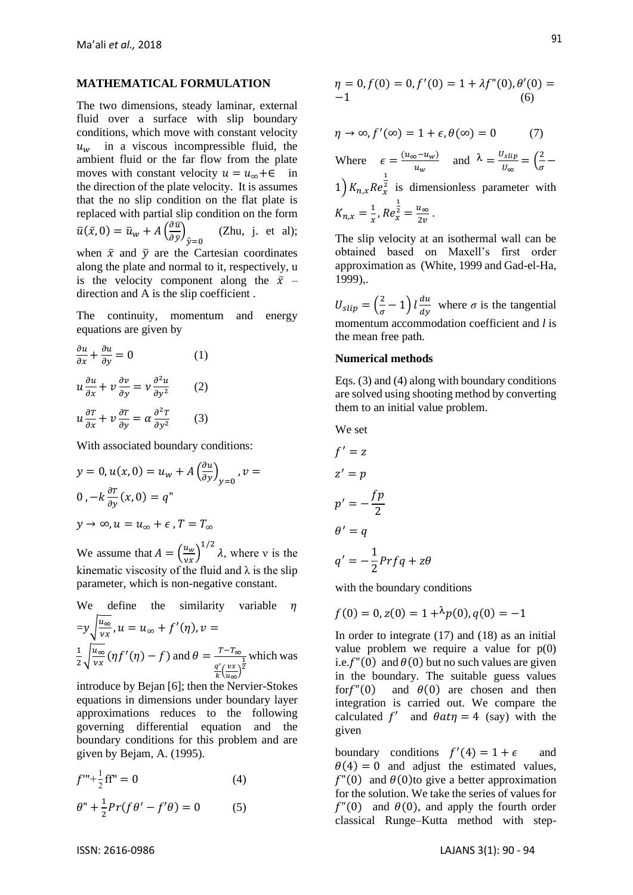**MATHEMATICAL FORMULATION**

The two dimensions, steady laminar, external fluid over a surface with slip boundary conditions, which move with constant velocity $u_w$ in a viscous incompressible fluid, the ambient fluid or the far flow from the plate moves with constant velocity $u = u_\infty + \in$ in the direction of the plate velocity. It is assumes that the no slip condition on the flat plate is replaced with partial slip condition on the form $\bar{u}(\bar{x}, 0) = \bar{u}_w + A\left(\frac{\partial \bar{u}}{\partial \bar{y}}\right)_{\hat{y}=0}$ (Zhu, j. et al); when $\bar{x}$ and $\bar{y}$ are the Cartesian coordinates along the plate and normal to it, respectively, u is the velocity component along the $\bar{x}$ – direction and A is the slip coefficient .

The continuity, momentum and energy equations are given by

$$\frac{\partial u}{\partial x} + \frac{\partial u}{\partial y} = 0 \qquad (1)$$

$$u\frac{\partial u}{\partial x} + v\frac{\partial v}{\partial y} = \nu\frac{\partial^2 u}{\partial y^2} \qquad (2)$$

$$u\frac{\partial T}{\partial x} + v\frac{\partial T}{\partial y} = \alpha\frac{\partial^2 T}{\partial y^2} \qquad (3)$$

With associated boundary conditions:

$$y = 0, u(x, 0) = u_w + A\left(\frac{\partial u}{\partial y}\right)_{y=0}, v = 0\,, -k\frac{\partial T}{\partial y}(x, 0) = q"$$

$$y \to \infty, u = u_\infty + \epsilon\,, T = T_\infty$$

We assume that $A = \left(\frac{u_w}{\nu x}\right)^{1/2}\lambda$, where ν is the kinematic viscosity of the fluid and λ is the slip parameter, which is non-negative constant.

We define the similarity variable $\eta = y\sqrt{\frac{u_\infty}{\nu x}}, u = u_\infty + f'(\eta), v = \frac{1}{2}\sqrt{\frac{u_\infty}{\nu x}}(\eta f'(\eta) - f)$ and $\theta = \frac{T - T_\infty}{\frac{q"}{k}\left(\frac{\nu x}{u_\infty}\right)^{\frac{1}{2}}}$ which was introduce by Bejan [6]; then the Nervier-Stokes equations in dimensions under boundary layer approximations reduces to the following governing differential equation and the boundary conditions for this problem and are given by Bejam, A. (1995).

$$f''' + \frac{1}{2}ff'' = 0 \qquad (4)$$

$$\theta" + \frac{1}{2}Pr(f\theta' - f'\theta) = 0 \qquad (5)$$

$$\eta = 0, f(0) = 0, f'(0) = 1 + \lambda f"(0), \theta'(0) = -1 \qquad (6)$$

$$\eta \to \infty, f'(\infty) = 1 + \epsilon, \theta(\infty) = 0 \qquad (7)$$

Where $\epsilon = \frac{(u_\infty - u_w)}{u_w}$ and $\lambda = \frac{U_{slip}}{U_\infty} = \left(\frac{2}{\sigma} - 1\right)K_{n,x}Re_x^{\frac{1}{2}}$ is dimensionless parameter with $K_{n,x} = \frac{1}{x}, Re_x^{\frac{1}{2}} = \frac{u_\infty}{2\nu}$ .

The slip velocity at an isothermal wall can be obtained based on Maxell's first order approximation as (White, 1999 and Gad-el-Ha, 1999),.

$U_{slip} = \left(\frac{2}{\sigma} - 1\right)l\frac{du}{dy}$ where $\sigma$ is the tangential momentum accommodation coefficient and *l* is the mean free path.

**Numerical methods**

Eqs. (3) and (4) along with boundary conditions are solved using shooting method by converting them to an initial value problem.

We set

$$f' = z$$

$$z' = p$$

$$p' = -\frac{fp}{2}$$

$$\theta' = q$$

$$q' = -\frac{1}{2}Prfq + z\theta$$

with the boundary conditions

$$f(0) = 0, z(0) = 1 + \lambda p(0), q(0) = -1$$

In order to integrate (17) and (18) as an initial value problem we require a value for p(0) i.e.$f"(0)$ and $\theta(0)$ but no such values are given in the boundary. The suitable guess values for$f"(0)$ and $\theta(0)$ are chosen and then integration is carried out. We compare the calculated $f'$ and $\theta at \eta = 4$ (say) with the given boundary conditions $f'(4) = 1 + \epsilon$ and $\theta(4) = 0$ and adjust the estimated values, $f"(0)$ and $\theta(0)$to give a better approximation for the solution. We take the series of values for $f"(0)$ and $\theta(0)$, and apply the fourth order classical Runge–Kutta method with step-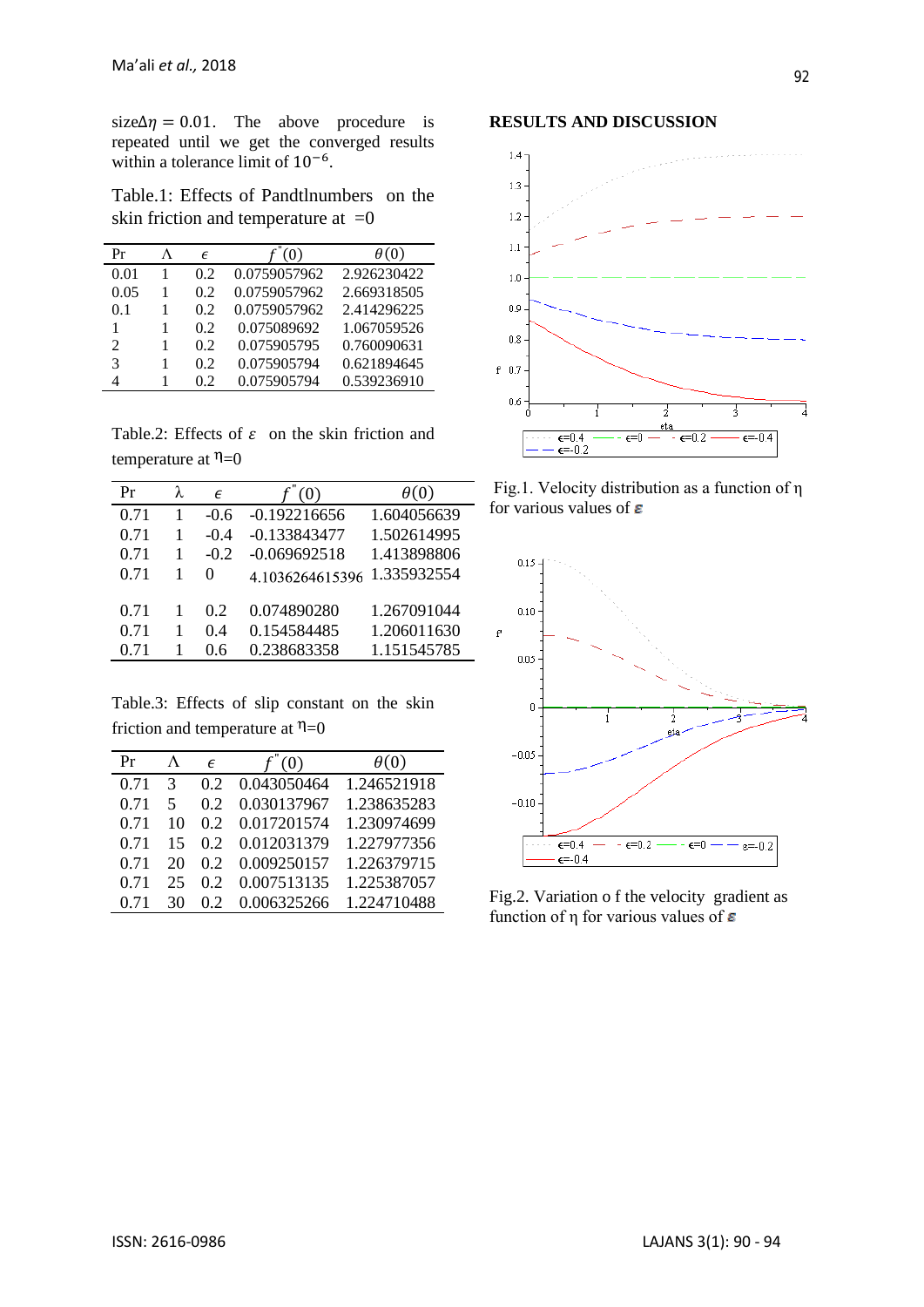size $\Delta\eta = 0.01$. The above procedure is repeated until we get the converged results within a tolerance limit of $10^{-6}$.

Table.1: Effects of Pandtlnumbers on the skin friction and temperature at =0

| Pr | Λ | $\epsilon$ | $f''(0)$ | $\theta(0)$ |
|---|---|---|---|---|
| 0.01 | 1 | 0.2 | 0.0759057962 | 2.926230422 |
| 0.05 | 1 | 0.2 | 0.0759057962 | 2.669318505 |
| 0.1 | 1 | 0.2 | 0.0759057962 | 2.414296225 |
| 1 | 1 | 0.2 | 0.075089692 | 1.067059526 |
| 2 | 1 | 0.2 | 0.075905795 | 0.760090631 |
| 3 | 1 | 0.2 | 0.075905794 | 0.621894645 |
| 4 | 1 | 0.2 | 0.075905794 | 0.539236910 |

Table.2: Effects of $\varepsilon$ on the skin friction and temperature at $\eta$=0

| Pr | λ | $\epsilon$ | $f''(0)$ | $\theta(0)$ |
|---|---|---|---|---|
| 0.71 | 1 | -0.6 | -0.192216656 | 1.604056639 |
| 0.71 | 1 | -0.4 | -0.133843477 | 1.502614995 |
| 0.71 | 1 | -0.2 | -0.069692518 | 1.413898806 |
| 0.71 | 1 | 0 | 4.1036264615396 | 1.335932554 |
| 0.71 | 1 | 0.2 | 0.074890280 | 1.267091044 |
| 0.71 | 1 | 0.4 | 0.154584485 | 1.206011630 |
| 0.71 | 1 | 0.6 | 0.238683358 | 1.151545785 |

Table.3: Effects of slip constant on the skin friction and temperature at $\eta$=0

| Pr | Λ | $\epsilon$ | $f''(0)$ | $\theta(0)$ |
|---|---|---|---|---|
| 0.71 | 3 | 0.2 | 0.043050464 | 1.246521918 |
| 0.71 | 5 | 0.2 | 0.030137967 | 1.238635283 |
| 0.71 | 10 | 0.2 | 0.017201574 | 1.230974699 |
| 0.71 | 15 | 0.2 | 0.012031379 | 1.227977356 |
| 0.71 | 20 | 0.2 | 0.009250157 | 1.226379715 |
| 0.71 | 25 | 0.2 | 0.007513135 | 1.225387057 |
| 0.71 | 30 | 0.2 | 0.006325266 | 1.224710488 |

**RESULTS AND DISCUSSION**

Fig.1. Velocity distribution as a function of η for various values of $\varepsilon$

Fig.2. Variation o f the velocity gradient as function of η for various values of $\varepsilon$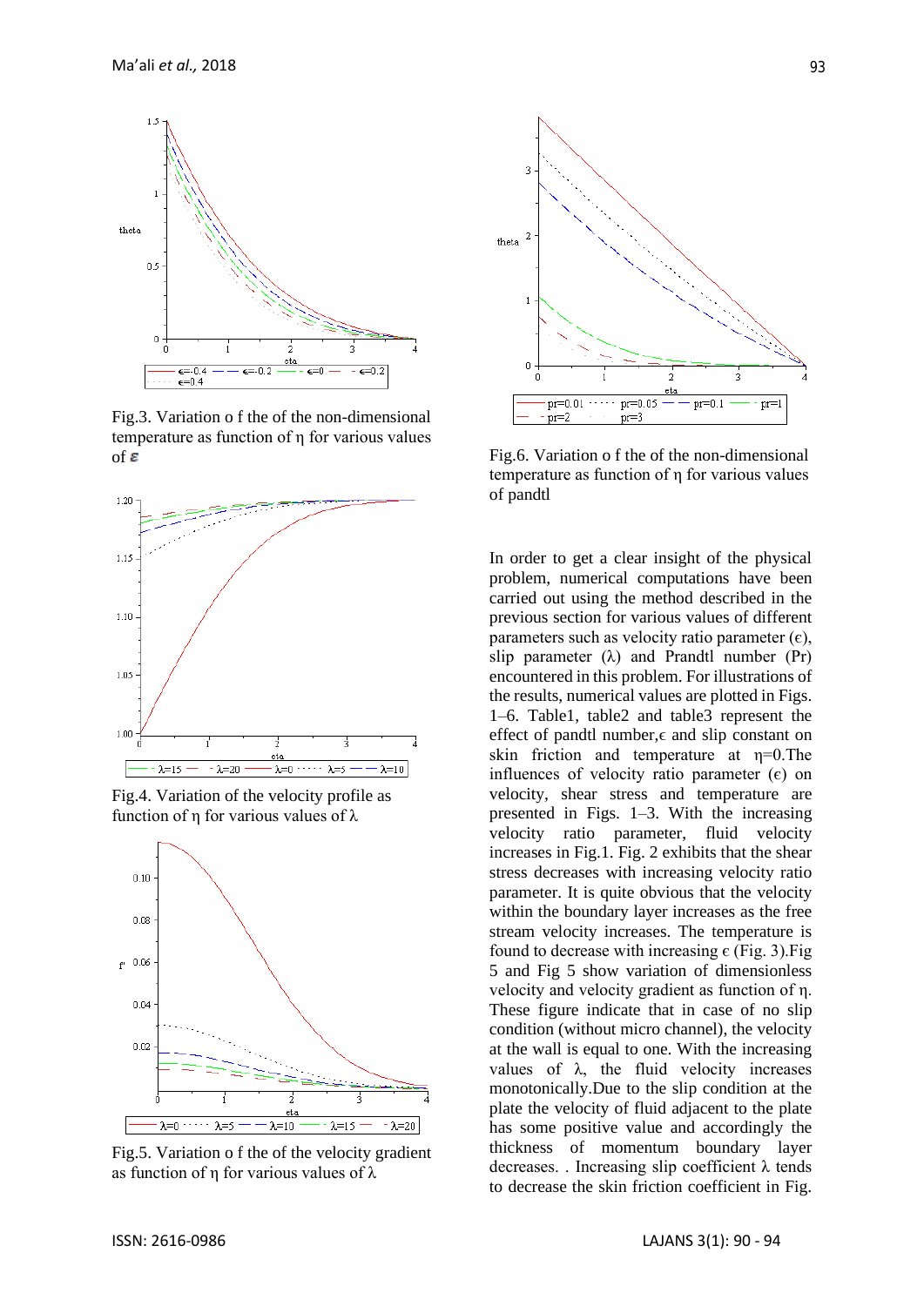Fig.3. Variation o f the of the non-dimensional temperature as function of η for various values of $\varepsilon$

Fig.4. Variation of the velocity profile as function of η for various values of λ

Fig.5. Variation o f the of the velocity gradient as function of η for various values of λ

Fig.6. Variation o f the of the non-dimensional temperature as function of η for various values of pandtl

In order to get a clear insight of the physical problem, numerical computations have been carried out using the method described in the previous section for various values of different parameters such as velocity ratio parameter (ϵ), slip parameter (λ) and Prandtl number (Pr) encountered in this problem. For illustrations of the results, numerical values are plotted in Figs. 1–6. Table1, table2 and table3 represent the effect of pandtl number,ϵ and slip constant on skin friction and temperature at η=0.The influences of velocity ratio parameter (ϵ) on velocity, shear stress and temperature are presented in Figs. 1–3. With the increasing velocity ratio parameter, fluid velocity increases in Fig.1. Fig. 2 exhibits that the shear stress decreases with increasing velocity ratio parameter. It is quite obvious that the velocity within the boundary layer increases as the free stream velocity increases. The temperature is found to decrease with increasing ϵ (Fig. 3).Fig 5 and Fig 5 show variation of dimensionless velocity and velocity gradient as function of η. These figure indicate that in case of no slip condition (without micro channel), the velocity at the wall is equal to one. With the increasing values of λ, the fluid velocity increases monotonically.Due to the slip condition at the plate the velocity of fluid adjacent to the plate has some positive value and accordingly the thickness of momentum boundary layer decreases. . Increasing slip coefficient λ tends to decrease the skin friction coefficient in Fig.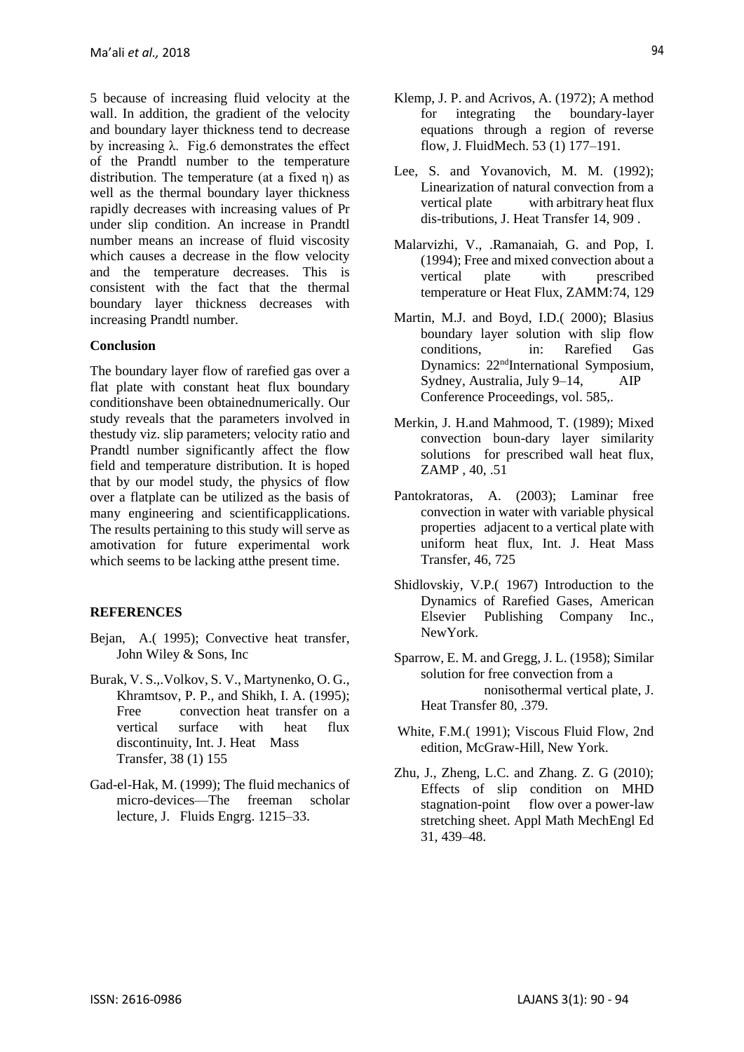5 because of increasing fluid velocity at the wall. In addition, the gradient of the velocity and boundary layer thickness tend to decrease by increasing $\lambda$. Fig.6 demonstrates the effect of the Prandtl number to the temperature distribution. The temperature (at a fixed $\eta$) as well as the thermal boundary layer thickness rapidly decreases with increasing values of Pr under slip condition. An increase in Prandtl number means an increase of fluid viscosity which causes a decrease in the flow velocity and the temperature decreases. This is consistent with the fact that the thermal boundary layer thickness decreases with increasing Prandtl number.

**Conclusion**

The boundary layer flow of rarefied gas over a flat plate with constant heat flux boundary conditionshave been obtainednumerically. Our study reveals that the parameters involved in thestudy viz. slip parameters; velocity ratio and Prandtl number significantly affect the flow field and temperature distribution. It is hoped that by our model study, the physics of flow over a flatplate can be utilized as the basis of many engineering and scientificapplications. The results pertaining to this study will serve as amotivation for future experimental work which seems to be lacking atthe present time.

**REFERENCES**

Bejan, A.( 1995); Convective heat transfer, John Wiley & Sons, Inc

Burak, V. S.,.Volkov, S. V., Martynenko, O. G., Khramtsov, P. P., and Shikh, I. A. (1995); Free convection heat transfer on a vertical surface with heat flux discontinuity, Int. J. Heat Mass Transfer, 38 (1) 155

Gad-el-Hak, M. (1999); The fluid mechanics of micro-devices—The freeman scholar lecture, J. Fluids Engrg. 1215–33.

Klemp, J. P. and Acrivos, A. (1972); A method for integrating the boundary-layer equations through a region of reverse flow, J. FluidMech. 53 (1) 177–191.

Lee, S. and Yovanovich, M. M. (1992); Linearization of natural convection from a vertical plate with arbitrary heat flux dis-tributions, J. Heat Transfer 14, 909 .

Malarvizhi, V., .Ramanaiah, G. and Pop, I. (1994); Free and mixed convection about a vertical plate with prescribed temperature or Heat Flux, ZAMM:74, 129

Martin, M.J. and Boyd, I.D.( 2000); Blasius boundary layer solution with slip flow conditions, in: Rarefied Gas Dynamics: 22[nd]International Symposium, Sydney, Australia, July 9–14, AIP Conference Proceedings, vol. 585,.

Merkin, J. H.and Mahmood, T. (1989); Mixed convection boun-dary layer similarity solutions for prescribed wall heat flux, ZAMP , 40, .51

Pantokratoras, A. (2003); Laminar free convection in water with variable physical properties adjacent to a vertical plate with uniform heat flux, Int. J. Heat Mass Transfer, 46, 725

Shidlovskiy, V.P.( 1967) Introduction to the Dynamics of Rarefied Gases, American Elsevier Publishing Company Inc., NewYork.

Sparrow, E. M. and Gregg, J. L. (1958); Similar solution for free convection from a nonisothermal vertical plate, J. Heat Transfer 80, .379.

White, F.M.( 1991); Viscous Fluid Flow, 2nd edition, McGraw-Hill, New York.

Zhu, J., Zheng, L.C. and Zhang. Z. G (2010); Effects of slip condition on MHD stagnation-point flow over a power-law stretching sheet. Appl Math MechEngl Ed 31, 439–48.